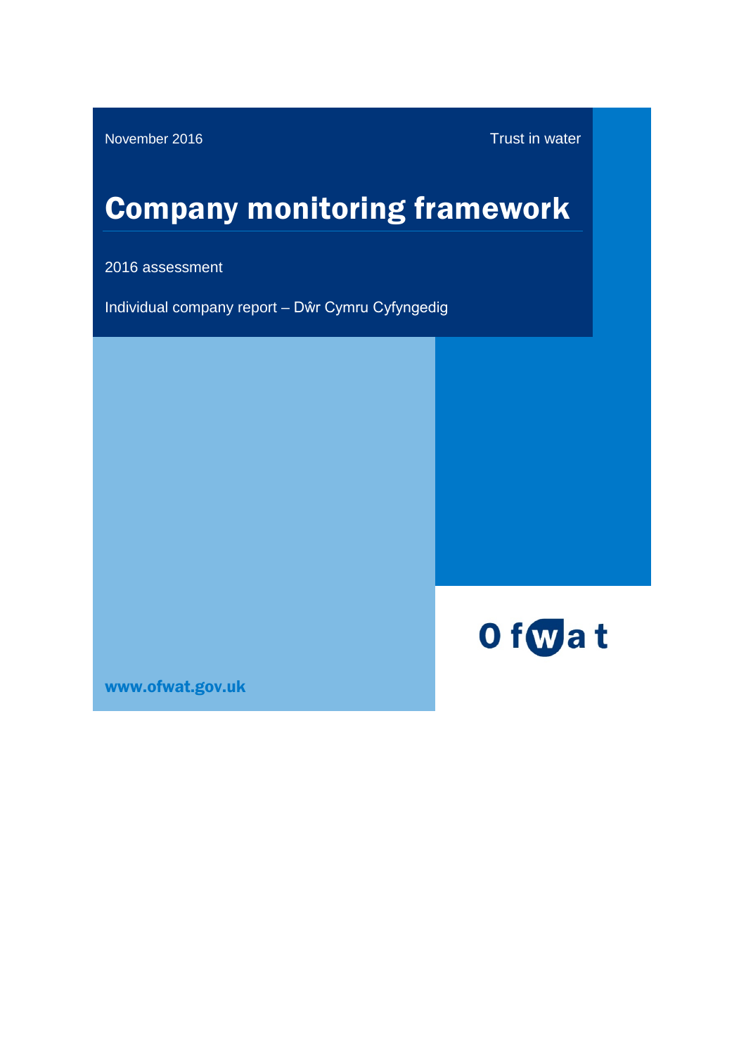November 2016

Trust in water

# Company monitoring framework

2016 assessment

Individual company report – Dŵr Cymru Cyfyngedig

Ofwat

www.ofwat.gov.uk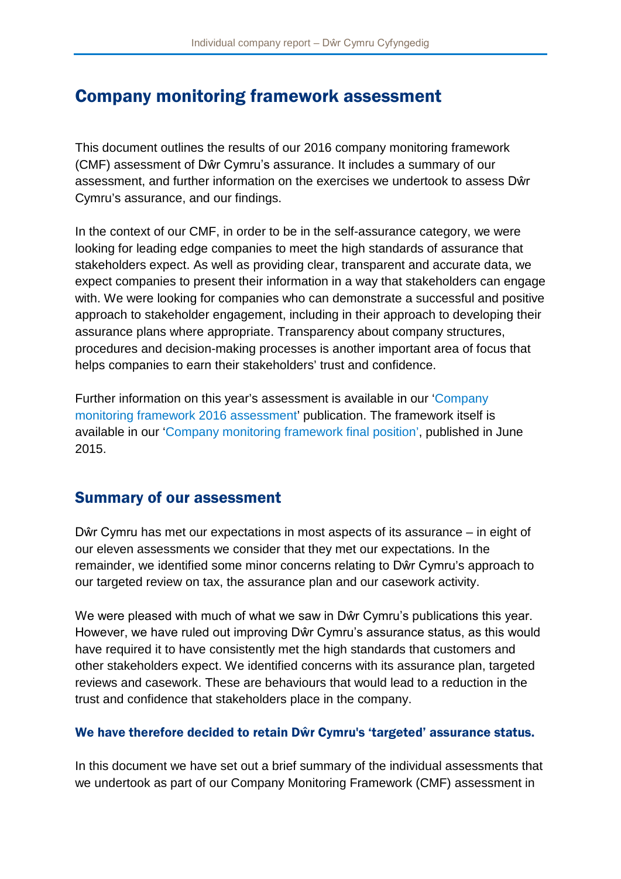# Company monitoring framework assessment

This document outlines the results of our 2016 company monitoring framework (CMF) assessment of Dŵr Cymru's assurance. It includes a summary of our assessment, and further information on the exercises we undertook to assess Dŵr Cymru's assurance, and our findings.

In the context of our CMF, in order to be in the self-assurance category, we were looking for leading edge companies to meet the high standards of assurance that stakeholders expect. As well as providing clear, transparent and accurate data, we expect companies to present their information in a way that stakeholders can engage with. We were looking for companies who can demonstrate a successful and positive approach to stakeholder engagement, including in their approach to developing their assurance plans where appropriate. Transparency about company structures, procedures and decision-making processes is another important area of focus that helps companies to earn their stakeholders' trust and confidence.

Further information on this year's assessment is available in our 'Company monitoring framework 2016 assessment' publication. The framework itself is available in our 'Company monitoring framework final position', published in June 2015.

## Summary of our assessment

Dŵr Cymru has met our expectations in most aspects of its assurance – in eight of our eleven assessments we consider that they met our expectations. In the remainder, we identified some minor concerns relating to Dŵr Cymru's approach to our targeted review on tax, the assurance plan and our casework activity.

We were pleased with much of what we saw in Dŵr Cymru's publications this year. However, we have ruled out improving Dŵr Cymru's assurance status, as this would have required it to have consistently met the high standards that customers and other stakeholders expect. We identified concerns with its assurance plan, targeted reviews and casework. These are behaviours that would lead to a reduction in the trust and confidence that stakeholders place in the company.

**We have therefore decided to retain Dŵr Cymru's 'targeted' assurance status.**

In this document we have set out a brief summary of the individual assessments that we undertook as part of our Company Monitoring Framework (CMF) assessment in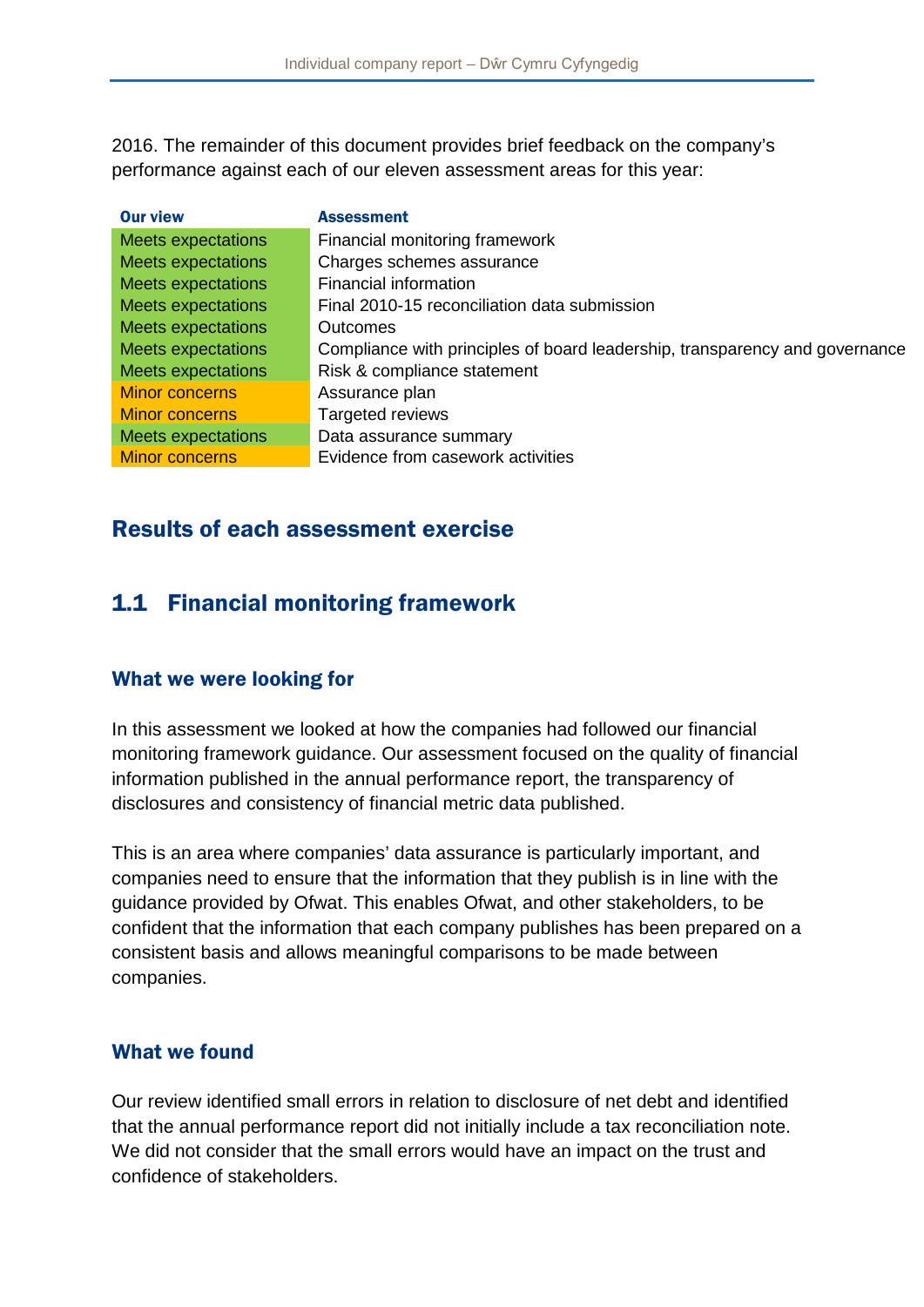2016. The remainder of this document provides brief feedback on the company's performance against each of our eleven assessment areas for this year:

| Our view | Assessment |
| --- | --- |
| Meets expectations | Financial monitoring framework |
| Meets expectations | Charges schemes assurance |
| Meets expectations | Financial information |
| Meets expectations | Final 2010-15 reconciliation data submission |
| Meets expectations | Outcomes |
| Meets expectations | Compliance with principles of board leadership, transparency and governance |
| Meets expectations | Risk & compliance statement |
| Minor concerns | Assurance plan |
| Minor concerns | Targeted reviews |
| Meets expectations | Data assurance summary |
| Minor concerns | Evidence from casework activities |

## Results of each assessment exercise

## 1.1 Financial monitoring framework

### What we were looking for

In this assessment we looked at how the companies had followed our financial monitoring framework guidance. Our assessment focused on the quality of financial information published in the annual performance report, the transparency of disclosures and consistency of financial metric data published.

This is an area where companies' data assurance is particularly important, and companies need to ensure that the information that they publish is in line with the guidance provided by Ofwat. This enables Ofwat, and other stakeholders, to be confident that the information that each company publishes has been prepared on a consistent basis and allows meaningful comparisons to be made between companies.

### What we found

Our review identified small errors in relation to disclosure of net debt and identified that the annual performance report did not initially include a tax reconciliation note. We did not consider that the small errors would have an impact on the trust and confidence of stakeholders.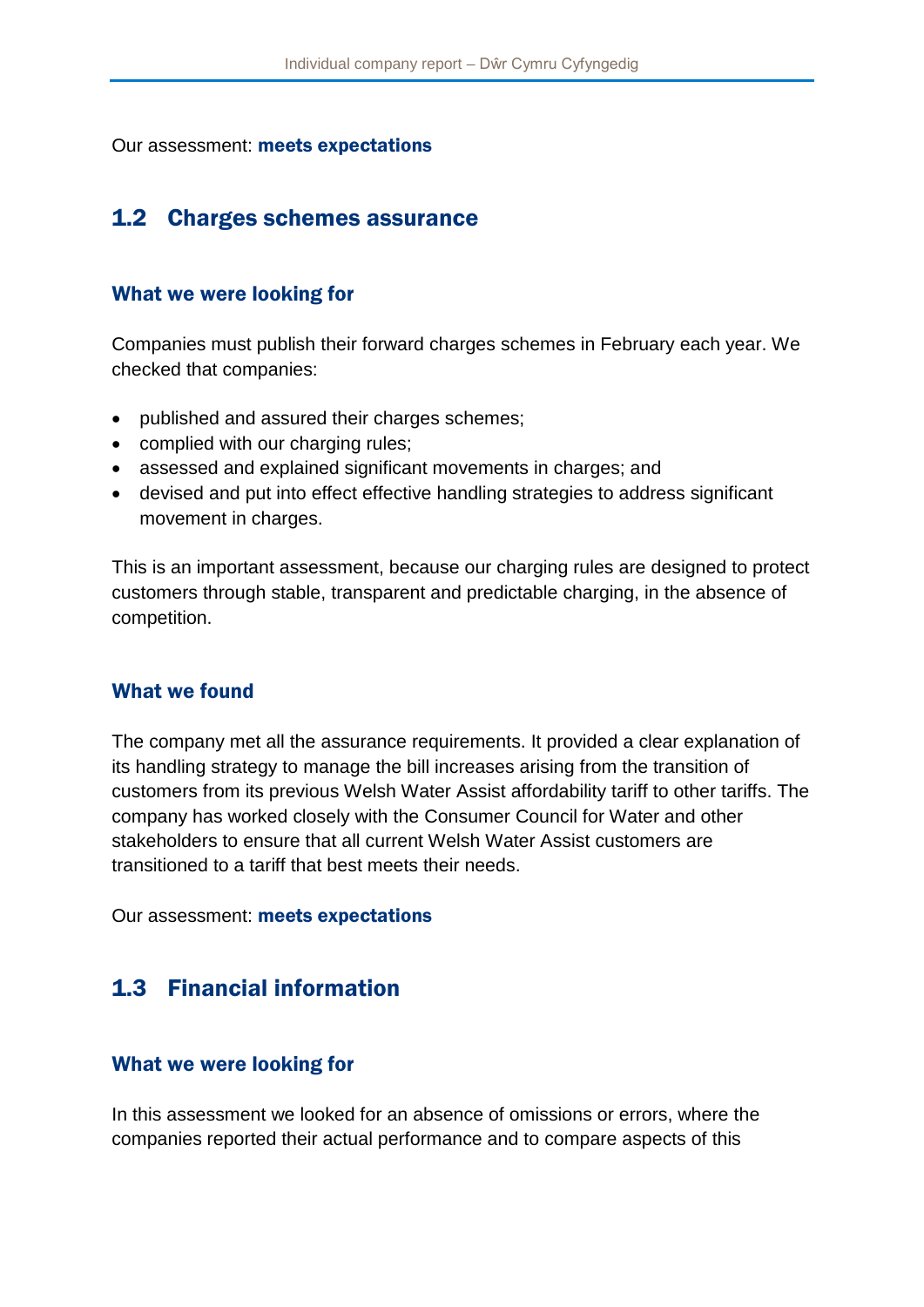Our assessment: **meets expectations**

## 1.2 Charges schemes assurance

### What we were looking for

Companies must publish their forward charges schemes in February each year. We checked that companies:

- published and assured their charges schemes;
- complied with our charging rules;
- assessed and explained significant movements in charges; and
- devised and put into effect effective handling strategies to address significant movement in charges.

This is an important assessment, because our charging rules are designed to protect customers through stable, transparent and predictable charging, in the absence of competition.

### What we found

The company met all the assurance requirements. It provided a clear explanation of its handling strategy to manage the bill increases arising from the transition of customers from its previous Welsh Water Assist affordability tariff to other tariffs. The company has worked closely with the Consumer Council for Water and other stakeholders to ensure that all current Welsh Water Assist customers are transitioned to a tariff that best meets their needs.

Our assessment: **meets expectations**

## 1.3 Financial information

### What we were looking for

In this assessment we looked for an absence of omissions or errors, where the companies reported their actual performance and to compare aspects of this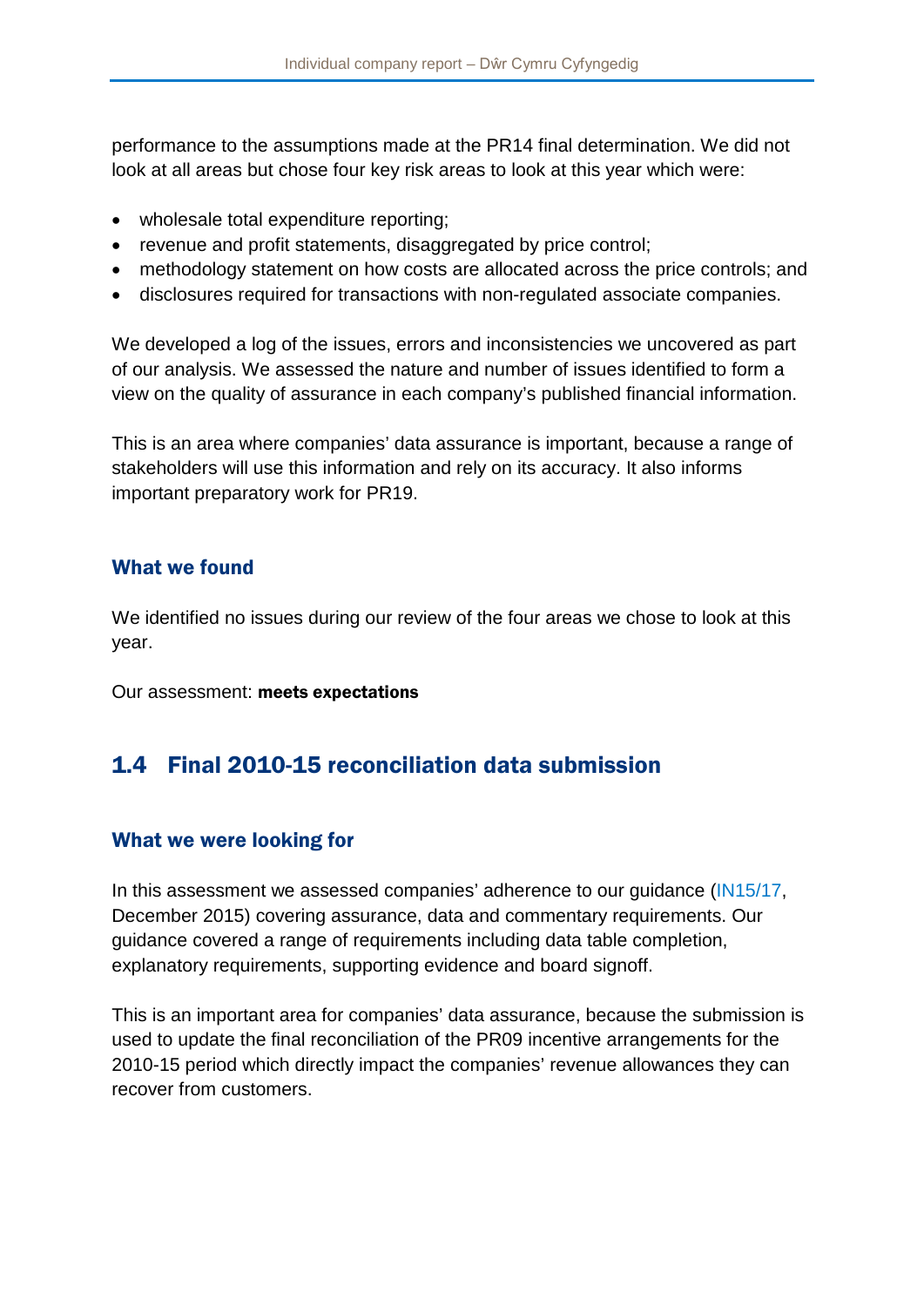performance to the assumptions made at the PR14 final determination. We did not look at all areas but chose four key risk areas to look at this year which were:

- wholesale total expenditure reporting;
- revenue and profit statements, disaggregated by price control;
- methodology statement on how costs are allocated across the price controls; and
- disclosures required for transactions with non-regulated associate companies.

We developed a log of the issues, errors and inconsistencies we uncovered as part of our analysis. We assessed the nature and number of issues identified to form a view on the quality of assurance in each company's published financial information.

This is an area where companies' data assurance is important, because a range of stakeholders will use this information and rely on its accuracy. It also informs important preparatory work for PR19.

### What we found

We identified no issues during our review of the four areas we chose to look at this year.

Our assessment: **meets expectations**

## 1.4 Final 2010-15 reconciliation data submission

### What we were looking for

In this assessment we assessed companies' adherence to our guidance (IN15/17, December 2015) covering assurance, data and commentary requirements. Our guidance covered a range of requirements including data table completion, explanatory requirements, supporting evidence and board signoff.

This is an important area for companies' data assurance, because the submission is used to update the final reconciliation of the PR09 incentive arrangements for the 2010-15 period which directly impact the companies' revenue allowances they can recover from customers.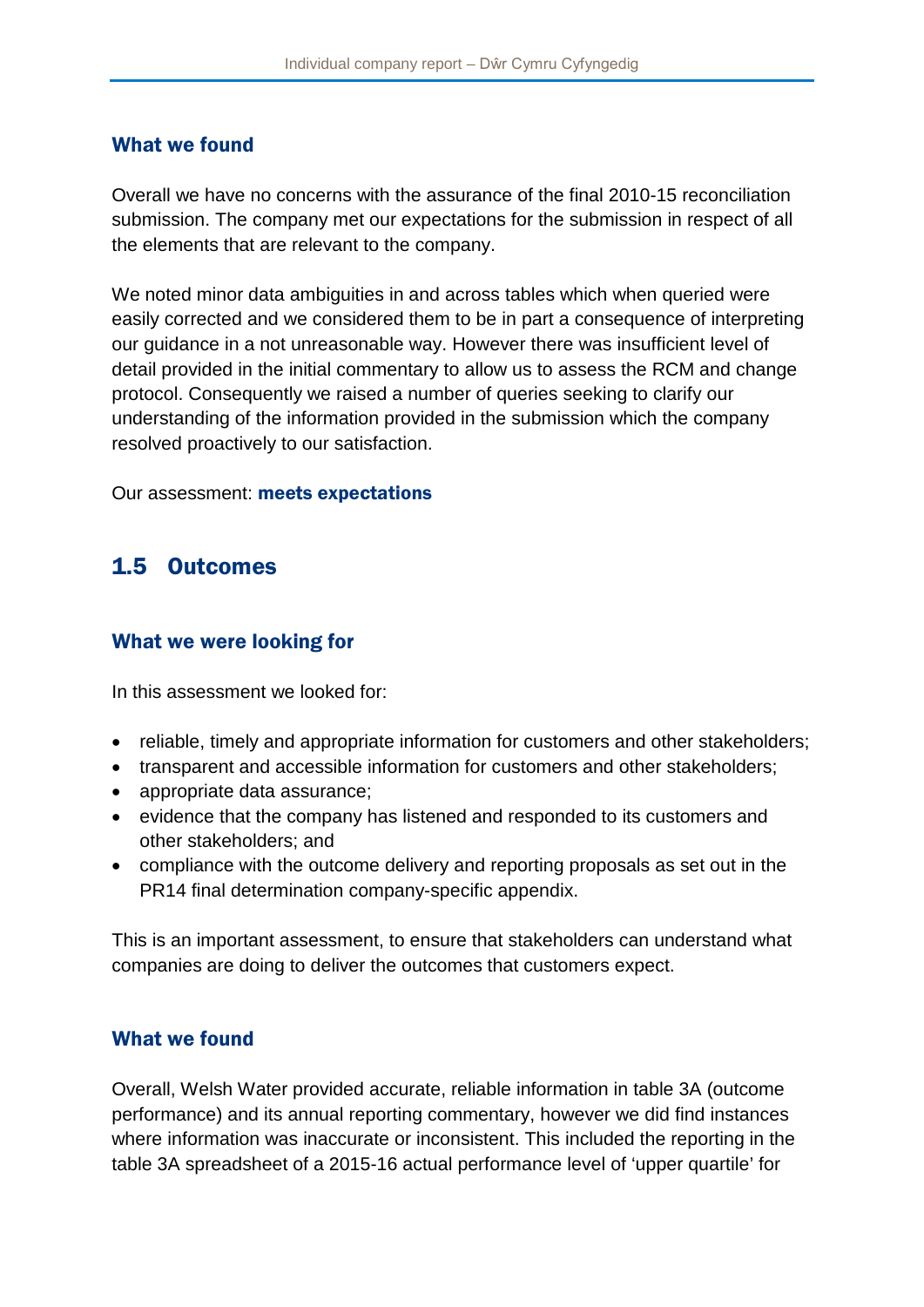### What we found

Overall we have no concerns with the assurance of the final 2010-15 reconciliation submission. The company met our expectations for the submission in respect of all the elements that are relevant to the company.

We noted minor data ambiguities in and across tables which when queried were easily corrected and we considered them to be in part a consequence of interpreting our guidance in a not unreasonable way. However there was insufficient level of detail provided in the initial commentary to allow us to assess the RCM and change protocol. Consequently we raised a number of queries seeking to clarify our understanding of the information provided in the submission which the company resolved proactively to our satisfaction.

Our assessment: **meets expectations**

## 1.5 Outcomes

### What we were looking for

In this assessment we looked for:

- reliable, timely and appropriate information for customers and other stakeholders;
- transparent and accessible information for customers and other stakeholders;
- appropriate data assurance;
- evidence that the company has listened and responded to its customers and other stakeholders; and
- compliance with the outcome delivery and reporting proposals as set out in the PR14 final determination company-specific appendix.

This is an important assessment, to ensure that stakeholders can understand what companies are doing to deliver the outcomes that customers expect.

### What we found

Overall, Welsh Water provided accurate, reliable information in table 3A (outcome performance) and its annual reporting commentary, however we did find instances where information was inaccurate or inconsistent. This included the reporting in the table 3A spreadsheet of a 2015-16 actual performance level of 'upper quartile' for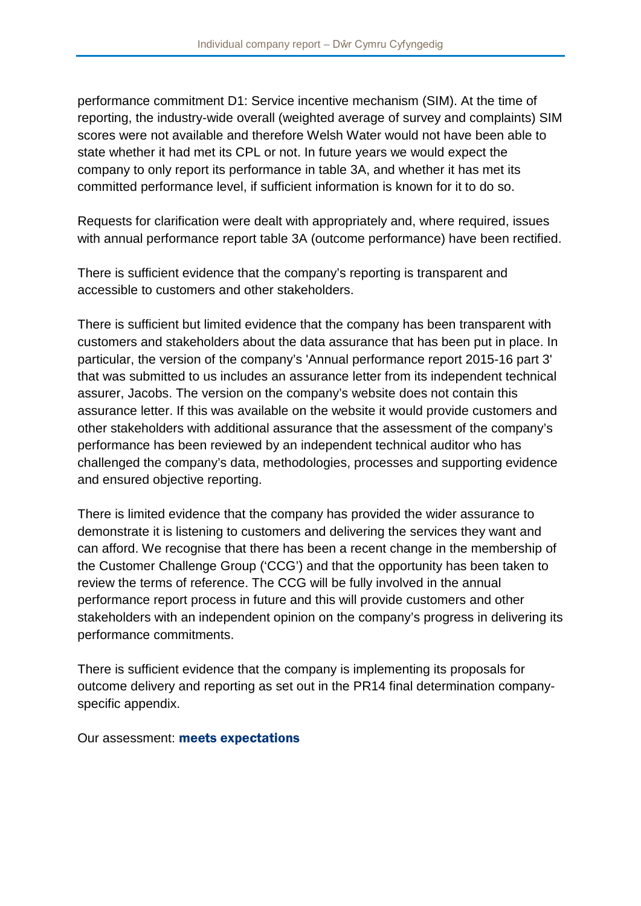performance commitment D1: Service incentive mechanism (SIM). At the time of reporting, the industry-wide overall (weighted average of survey and complaints) SIM scores were not available and therefore Welsh Water would not have been able to state whether it had met its CPL or not. In future years we would expect the company to only report its performance in table 3A, and whether it has met its committed performance level, if sufficient information is known for it to do so.

Requests for clarification were dealt with appropriately and, where required, issues with annual performance report table 3A (outcome performance) have been rectified.

There is sufficient evidence that the company's reporting is transparent and accessible to customers and other stakeholders.

There is sufficient but limited evidence that the company has been transparent with customers and stakeholders about the data assurance that has been put in place. In particular, the version of the company's 'Annual performance report 2015-16 part 3' that was submitted to us includes an assurance letter from its independent technical assurer, Jacobs. The version on the company's website does not contain this assurance letter. If this was available on the website it would provide customers and other stakeholders with additional assurance that the assessment of the company's performance has been reviewed by an independent technical auditor who has challenged the company's data, methodologies, processes and supporting evidence and ensured objective reporting.

There is limited evidence that the company has provided the wider assurance to demonstrate it is listening to customers and delivering the services they want and can afford. We recognise that there has been a recent change in the membership of the Customer Challenge Group ('CCG') and that the opportunity has been taken to review the terms of reference. The CCG will be fully involved in the annual performance report process in future and this will provide customers and other stakeholders with an independent opinion on the company's progress in delivering its performance commitments.

There is sufficient evidence that the company is implementing its proposals for outcome delivery and reporting as set out in the PR14 final determination company-specific appendix.

Our assessment: **meets expectations**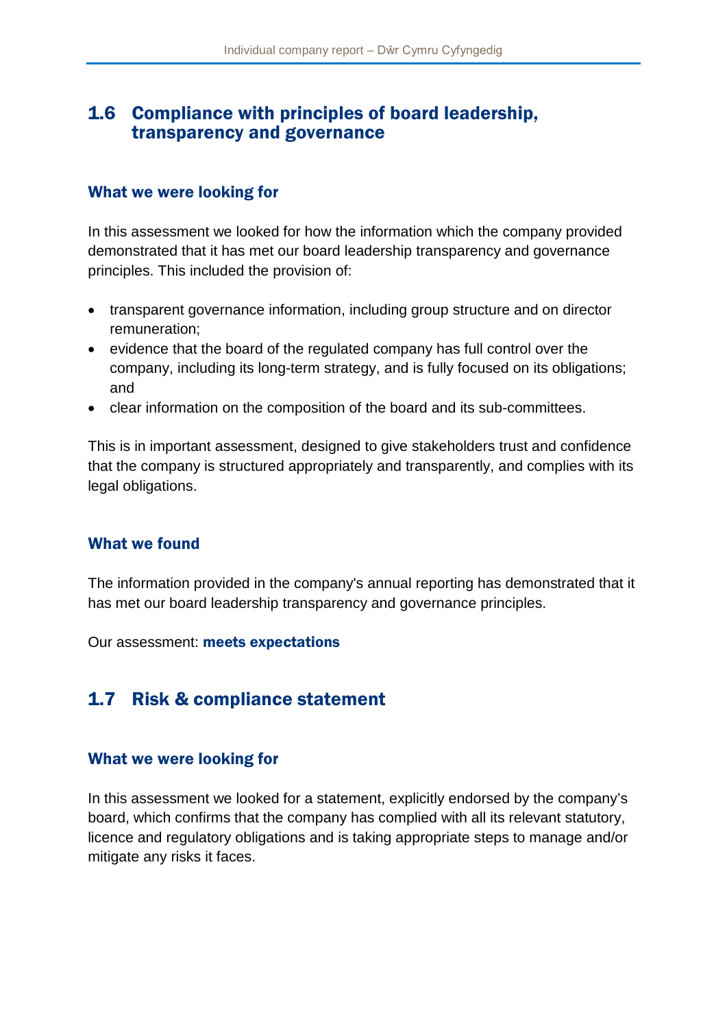## 1.6 Compliance with principles of board leadership, transparency and governance

### What we were looking for

In this assessment we looked for how the information which the company provided demonstrated that it has met our board leadership transparency and governance principles. This included the provision of:

- transparent governance information, including group structure and on director remuneration;
- evidence that the board of the regulated company has full control over the company, including its long-term strategy, and is fully focused on its obligations; and
- clear information on the composition of the board and its sub-committees.

This is in important assessment, designed to give stakeholders trust and confidence that the company is structured appropriately and transparently, and complies with its legal obligations.

### What we found

The information provided in the company's annual reporting has demonstrated that it has met our board leadership transparency and governance principles.

Our assessment: **meets expectations**

## 1.7 Risk & compliance statement

### What we were looking for

In this assessment we looked for a statement, explicitly endorsed by the company's board, which confirms that the company has complied with all its relevant statutory, licence and regulatory obligations and is taking appropriate steps to manage and/or mitigate any risks it faces.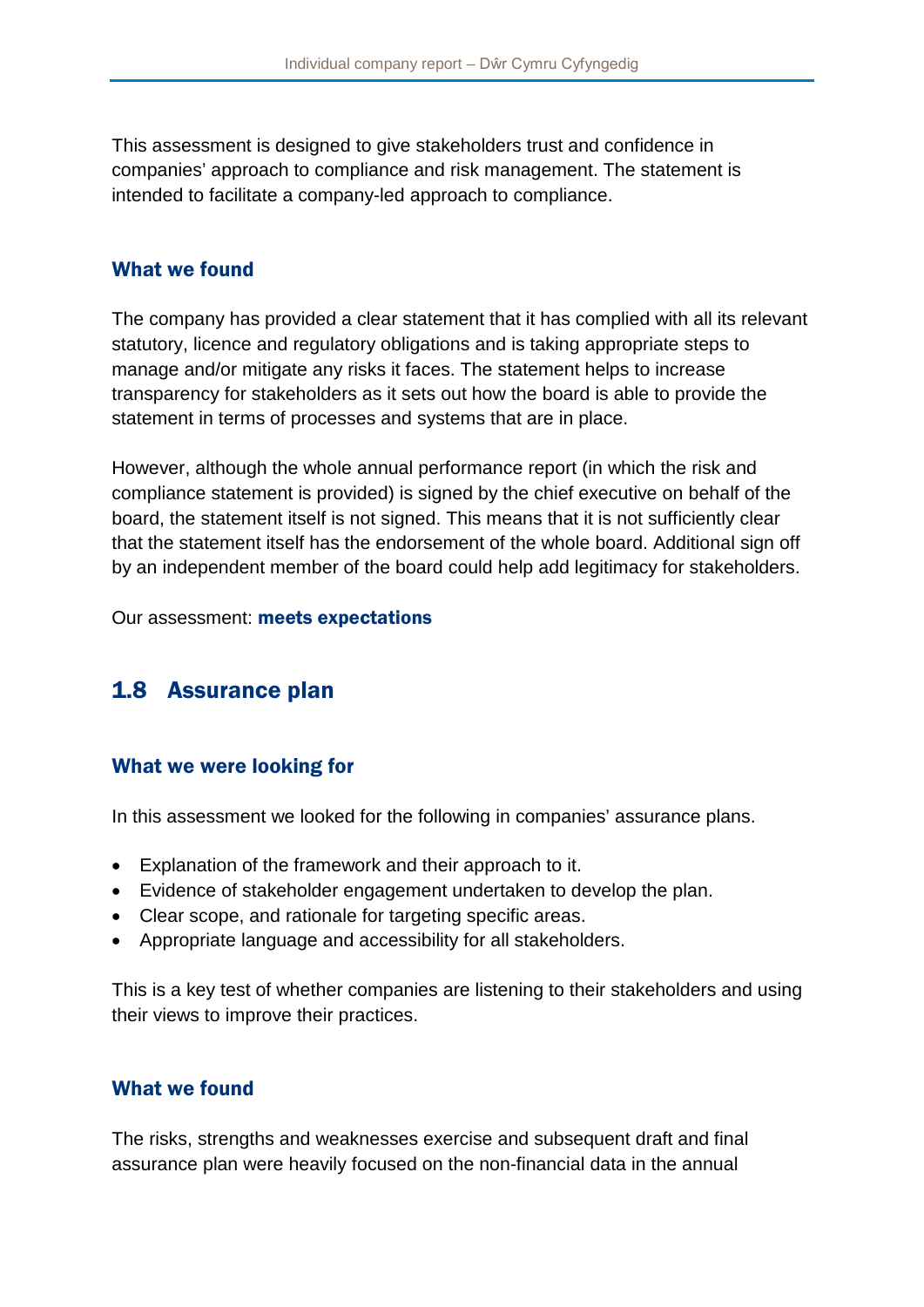This assessment is designed to give stakeholders trust and confidence in companies' approach to compliance and risk management. The statement is intended to facilitate a company-led approach to compliance.

### What we found

The company has provided a clear statement that it has complied with all its relevant statutory, licence and regulatory obligations and is taking appropriate steps to manage and/or mitigate any risks it faces. The statement helps to increase transparency for stakeholders as it sets out how the board is able to provide the statement in terms of processes and systems that are in place.

However, although the whole annual performance report (in which the risk and compliance statement is provided) is signed by the chief executive on behalf of the board, the statement itself is not signed. This means that it is not sufficiently clear that the statement itself has the endorsement of the whole board. Additional sign off by an independent member of the board could help add legitimacy for stakeholders.

Our assessment: **meets expectations**

## 1.8 Assurance plan

### What we were looking for

In this assessment we looked for the following in companies' assurance plans.

- Explanation of the framework and their approach to it.
- Evidence of stakeholder engagement undertaken to develop the plan.
- Clear scope, and rationale for targeting specific areas.
- Appropriate language and accessibility for all stakeholders.

This is a key test of whether companies are listening to their stakeholders and using their views to improve their practices.

### What we found

The risks, strengths and weaknesses exercise and subsequent draft and final assurance plan were heavily focused on the non-financial data in the annual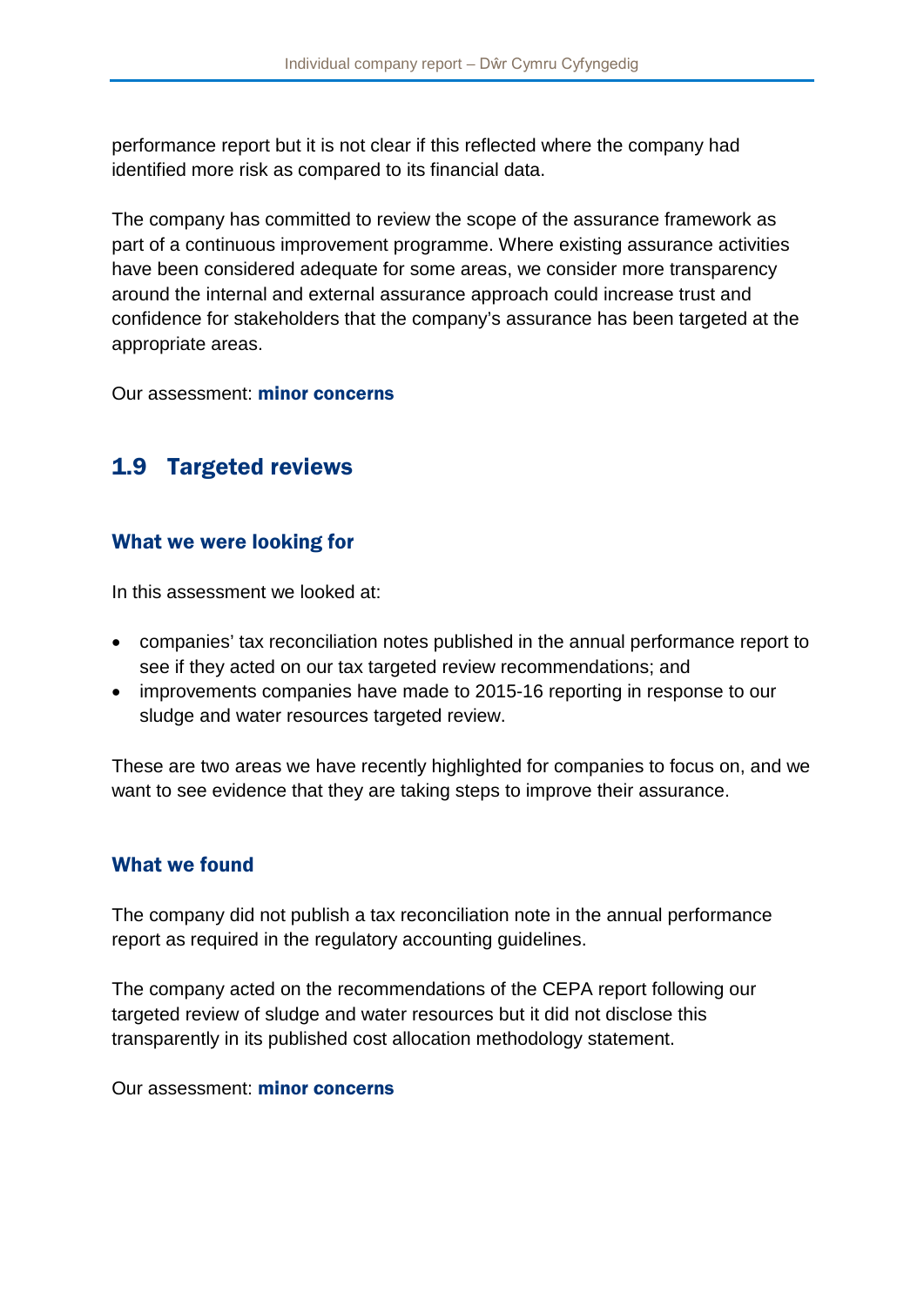performance report but it is not clear if this reflected where the company had identified more risk as compared to its financial data.

The company has committed to review the scope of the assurance framework as part of a continuous improvement programme. Where existing assurance activities have been considered adequate for some areas, we consider more transparency around the internal and external assurance approach could increase trust and confidence for stakeholders that the company's assurance has been targeted at the appropriate areas.

Our assessment: **minor concerns**

## 1.9 Targeted reviews

### What we were looking for

In this assessment we looked at:

- companies' tax reconciliation notes published in the annual performance report to see if they acted on our tax targeted review recommendations; and
- improvements companies have made to 2015-16 reporting in response to our sludge and water resources targeted review.

These are two areas we have recently highlighted for companies to focus on, and we want to see evidence that they are taking steps to improve their assurance.

### What we found

The company did not publish a tax reconciliation note in the annual performance report as required in the regulatory accounting guidelines.

The company acted on the recommendations of the CEPA report following our targeted review of sludge and water resources but it did not disclose this transparently in its published cost allocation methodology statement.

Our assessment: **minor concerns**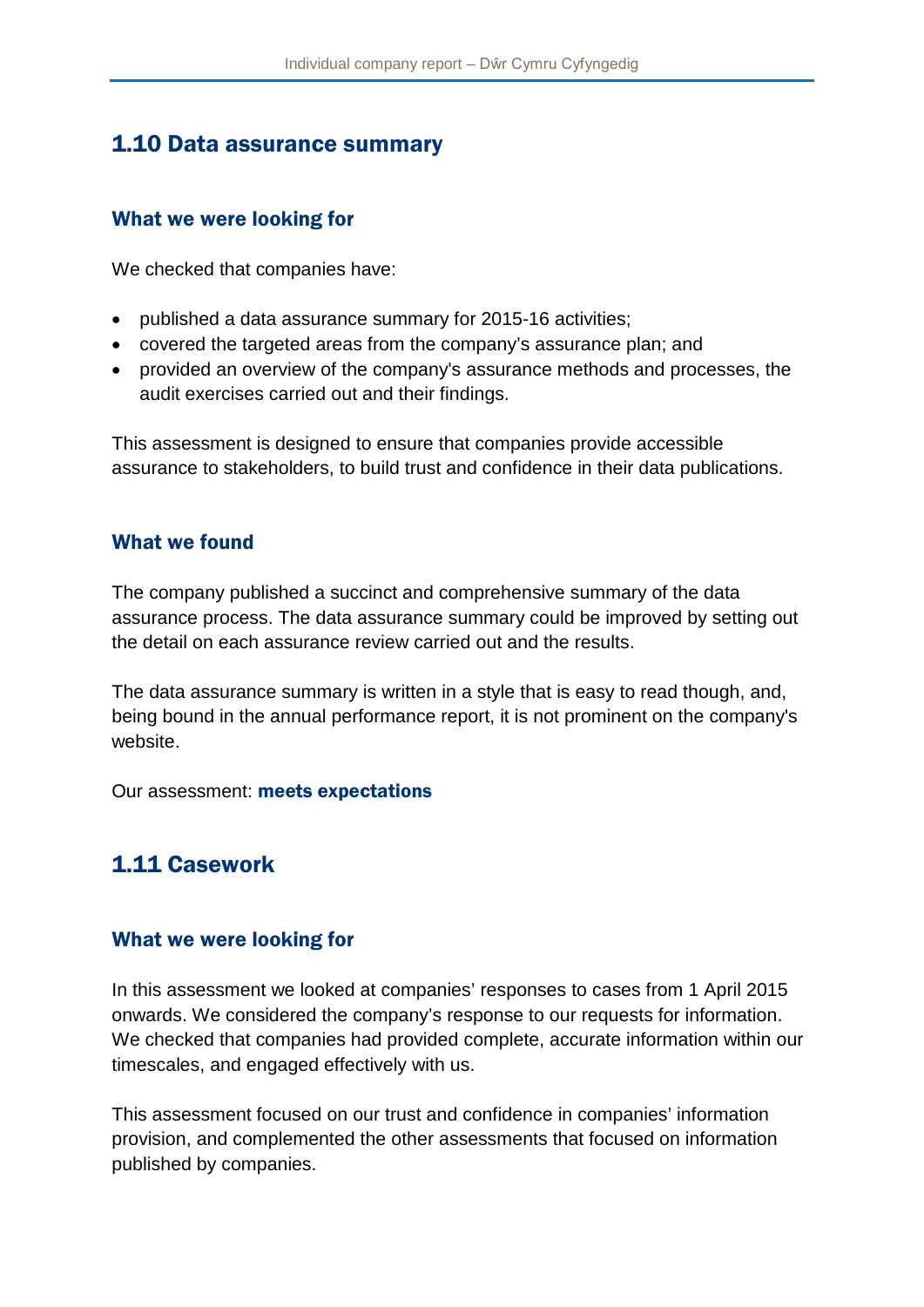## 1.10 Data assurance summary

### What we were looking for

We checked that companies have:

- published a data assurance summary for 2015-16 activities;
- covered the targeted areas from the company's assurance plan; and
- provided an overview of the company's assurance methods and processes, the audit exercises carried out and their findings.

This assessment is designed to ensure that companies provide accessible assurance to stakeholders, to build trust and confidence in their data publications.

### What we found

The company published a succinct and comprehensive summary of the data assurance process. The data assurance summary could be improved by setting out the detail on each assurance review carried out and the results.

The data assurance summary is written in a style that is easy to read though, and, being bound in the annual performance report, it is not prominent on the company's website.

Our assessment: **meets expectations**

## 1.11 Casework

### What we were looking for

In this assessment we looked at companies' responses to cases from 1 April 2015 onwards. We considered the company's response to our requests for information. We checked that companies had provided complete, accurate information within our timescales, and engaged effectively with us.

This assessment focused on our trust and confidence in companies' information provision, and complemented the other assessments that focused on information published by companies.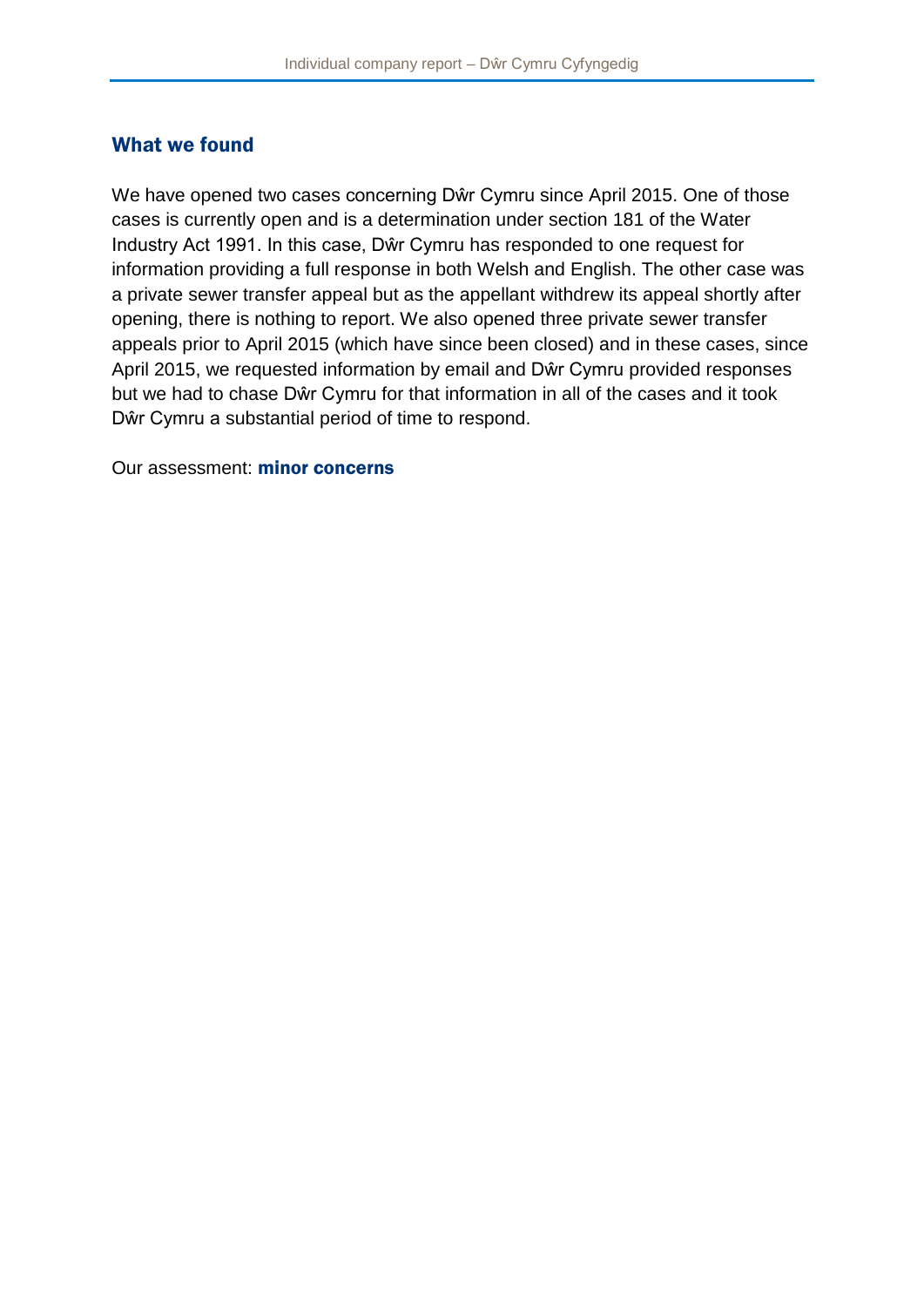## What we found

We have opened two cases concerning Dŵr Cymru since April 2015. One of those cases is currently open and is a determination under section 181 of the Water Industry Act 1991. In this case, Dŵr Cymru has responded to one request for information providing a full response in both Welsh and English. The other case was a private sewer transfer appeal but as the appellant withdrew its appeal shortly after opening, there is nothing to report. We also opened three private sewer transfer appeals prior to April 2015 (which have since been closed) and in these cases, since April 2015, we requested information by email and Dŵr Cymru provided responses but we had to chase Dŵr Cymru for that information in all of the cases and it took Dŵr Cymru a substantial period of time to respond.

Our assessment: **minor concerns**